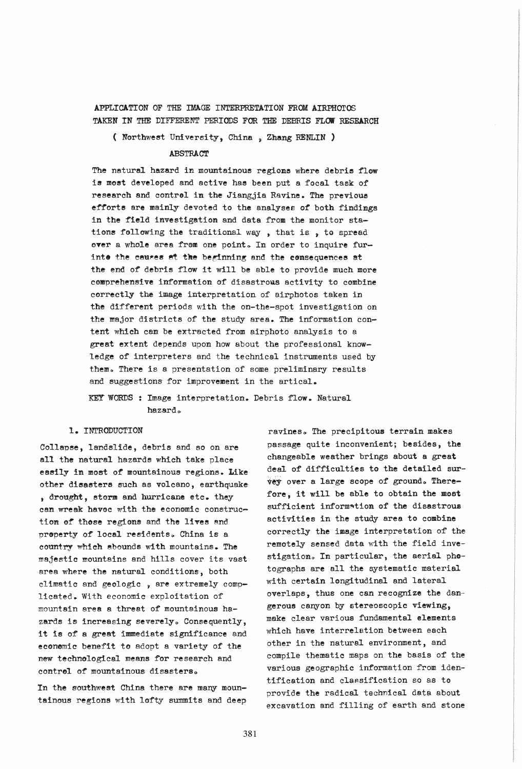# APPLICATION OF THE IMAGE INTERPRETATION FROM AIRPHOTOS TAKEN IN THE DIFFERENT PERIODS FOR THE DEBRIS FLOW RESEARCH

( Northwest University, China , Zhang RENLIN )

## ABSTRACT

The natural hazard in mountainous regions where debris flow is most developed and active has been put a focal task of research and control in the Jiangjia Ravine. The previous efforts are mainly devoted to the analyses of both findings in the field investigation and data from the monitor stations following the traditional way , that is , to spread over a whole area from one point. In order to inquire furinto the causes at the beginning and the consequences at the end of debris flow it will be able to provide much more comprehensive information of disastrous activity to combine correctly the image interpretation of airphotos taken in the different periods with the on-the-spot investigation on the major districts of the study area. The information content which can be extracted from airphoto analysis to a great extent depends upon how about the professional knowledge of interpreters and the technical instruments used by them. There is a presentation of some preliminary results and suggestions for improvement in the artical.

KEY WORDS : Image interpretation. Debris flow. Natural hazard.

## 1. INTRODUCTION

Collapse, landslide, debris and so on are all the natural hazards which take place easily in most of mountainous regions. Like other disasters such as volcano, earthquake , drought, storm and hurricane etc. they can wreak havoc with the economic construction of those regions and the lives and property of local residents. China is a country which abounds with mountains. The majestic mountains and hills cover its vast area where the natural conditions, both climatic and geologic , are extremely complicated. With economic exploitation of mountain area a threat of mountainous hazards is increasing severely. Consequently, it is of a great immediate significance and economic benefit to adopt a variety of the new technological means for research and control of mountainous disasters.

In the southwest China there are many mountainous regions with lofty summits and deep ravines. The precipitous terrain makes passage quite inconvenient; besides, the changeable weather brings about a great deal of difficulties to the detailed survey over a large scope of ground. Therefore, it will be able to obtain the most sufficient information of the disastrous activities in the study area to combine correctly the image interpretation of the remotely sensed data with the field investigation. In particular, the aerial photographs are all the systematic material with certain longitudinal and lateral overlaps, thus one can recognize the dangerous canyon by stereoscopic viewing, make clear various fundamental elements which have interrelation between each other in the natural environment, and compile thematic maps on the basis of the various geographic information from identification and classification so as to provide the radical technical data about excavation and filling of earth and stone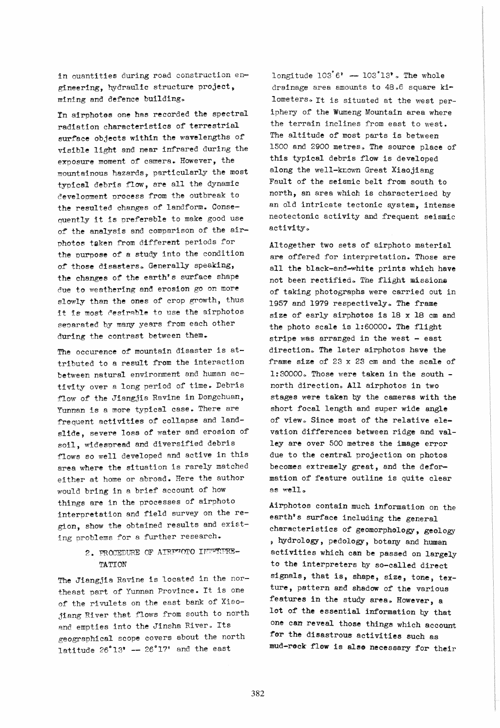in quantities during road construction engineering, hydraulic structure project, mining and defence building.

In airphotos one has recorded the spectral radiation characteristics of terrestrial surface objects within the wavelengths of visible light and near infrared during the exposure moment of camera. However, the mountainous hazards, particularly the most typical debris flow, are all the dynamic development process from the outbreak to the resulted changes of landform. Consequently it is preferable to make good use of the analysis and comparison of the airphotos taken from different periods for the purpose of a study into the condition of those disasters. Generally speaking, the changes of the earth's surface shape due to weathering and erosion go on more slowly than the ones of crop growth, thus it is most desirable to use the airphotos separated by many years from each other during the contrast between them.

The occurence of mountain disaster is attributed to a result from the interaction between natural environment and human activity over a long period of time. Debris flow of the Jiangjia Ravine in Dongchuan, Yunnan is a more typical case. There are frequent activities of collapse and landslide, severe loss of water and erosion of soil, widespread and diversified debris flows so well developed and active in this area where the situation is rarely matched either at home or abroad. Here the author would bring in a brief account of how things are in the processes of airphoto interpretation and field survey on the region, show the obtained results and existing problems for a further research.

## 2. PROCEDURE OF AIRPHOTO INTERPRETATION

The Jiangjia Ravine is located in the northeast part of Yunnan Province. It is one of the rivulets on the east bank of Xiaojiang River that flows from south to north and empties into the Jinsha River. Its geographical scope covers about the north latitude 26°13' — 26°17' and the east longitude 103°6' — 103°13'. The whole drainage area amounts to 48.6 square kilometers. It is situated at the west periphery of the Wumeng Mountain area where the terrain inclines from east to west. The altitude of most parts is between 1500 and 2900 metres. The source place of this typical debris flow is developed along the well-known Great Xiaojiang Fault of the seismic belt from south to north, an area which is characterised by an old intricate tectonic system, intense neotectonic activity and frequent seismic activity.

Altogether two sets of airphoto material are offered for interpretation. Those are all the black-and-white prints which have not been rectified. The flight missions of taking photographs were carried out in 1957 and 1979 respectively. The frame size of early airphotos is 18 x 18 cm and the photo scale is 1:60000. The flight stripe was arranged in the west - east direction. The later airphotos have the frame size of 23 x 23 cm and the scale of 1:30000. Those were taken in the south - north direction. All airphotos in two stages were taken by the cameras with the short focal length and super wide angle of view. Since most of the relative elevation differences between ridge and valley are over 500 metres the image error due to the central projection on photos becomes extremely great, and the deformation of feature outline is quite clear as well.

Airphotos contain much information on the earth's surface including the general characteristics of geomorphology, geology, hydrology, pedology, botany and human activities which can be passed on largely to the interpreters by so-called direct signals, that is, shape, size, tone, texture, pattern and shadow of the various features in the study area. However, a lot of the essential information by that one can reveal those things which account for the disastrous activities such as mud-rock flow is also necessary for their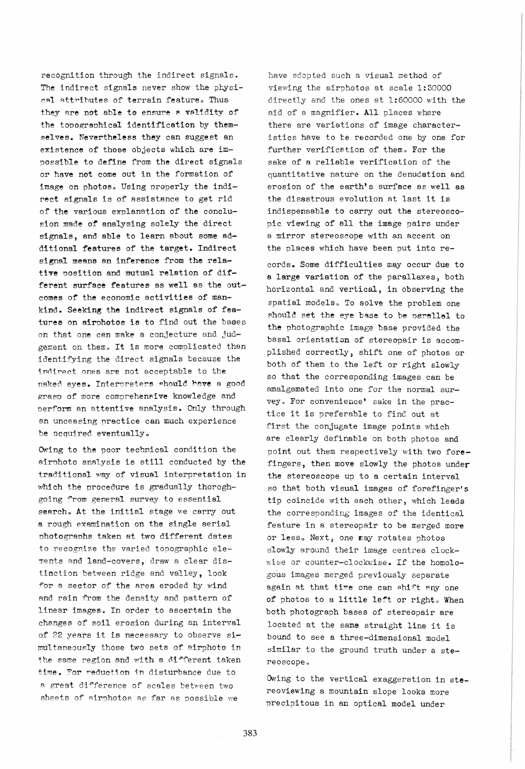recognition through the indirect signals. The indirect signals never show the physical attributes of terrain feature. Thus they are not able to ensure a validity of the topographical identification by themselves. Nevertheless they can suggest an existence of those objects which are impossible to define from the direct signals or have not come out in the formation of image on photos. Using properly the indirect signals is of assistance to get rid of the various explanation of the conclusion made of analysing solely the direct signals, and able to learn about some additional features of the target. Indirect signal means an inference from the relative position and mutual relation of different surface features as well as the outcomes of the economic activities of mankind. Seeking the indirect signals of features on airphotos is to find out the bases on that one can make a conjecture and judgement on them. It is more complicated than identifying the direct signals because the indirect ones are not acceptable to the naked eyes. Interpreters should have a good grasp of more comprehensive knowledge and perform an attentive analysis. Only through an unceasing practice can much experience be acquired eventually.

Owing to the poor technical condition the airphoto analysis is still conducted by the traditional way of visual interpretation in which the procedure is gradually thoroughgoing from general survey to essential search. At the initial stage we carry out a rough examination on the single aerial photographs taken at two different dates to recognize the varied topographic elements and land-covers, draw a clear distinction between ridge and valley, look for a sector of the area eroded by wind and rain from the density and pattern of linear images. In order to ascertain the changes of soil erosion during an interval of 22 years it is necessary to observe simultaneously those two sets of airphoto in the same region and with a different taken time. For reduction in disturbance due to a great difference of scales between two sheets of airphotos as far as possible we have adopted such a visual method of viewing the airphotos at scale 1:30000 directly and the ones at 1:60000 with the aid of a magnifier. All places where there are variations of image characteristics have to be recorded one by one for further verification of them. For the sake of a reliable verification of the quantitative nature on the denudation and erosion of the earth's surface as well as the disastrous evolution at last it is indispensable to carry out the stereoscopic viewing of all the image pairs under a mirror stereoscope with an accent on the places which have been put into records. Some difficulties may occur due to a large variation of the parallaxes, both horizontal and vertical, in observing the spatial models. To solve the problem one should set the eye base to be parallel to the photographic image base provided the basal orientation of stereopair is accomplished correctly, shift one of photos or both of them to the left or right slowly so that the corresponding images can be amalgamated into one for the normal survey. For convenience' sake in the practice it is preferable to find out at first the conjugate image points which are clearly definable on both photos and point out them respectively with two forefingers, then move slowly the photos under the stereoscope up to a certain interval so that both visual images of forefinger's tip coincide with each other, which leads the corresponding images of the identical feature in a stereopair to be merged more or less. Next, one may rotates photos slowly around their image centres clockwise or counter-clockwise. If the homologous images merged previously separate again at that time one can shift any one of photos to a little left or right. When both photograph bases of stereopair are located at the same straight line it is bound to see a three-dimensional model similar to the ground truth under a stereoscope.

Owing to the vertical exaggeration in stereoviewing a mountain slope looks more precipitous in an optical model under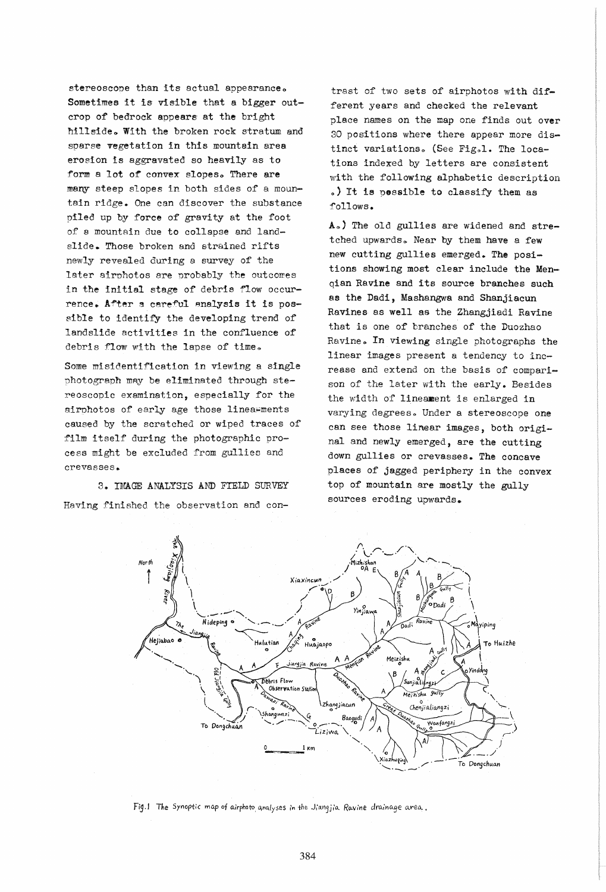stereoscope than its actual appearance. Sometimes it is visible that a bigger outcrop of bedrock appears at the bright hillside. With the broken rock stratum and sparse vegetation in this mountain area erosion is aggravated so heavily as to form a lot of convex slopes. There are many steep slopes in both sides of a mountain ridge. One can discover the substance piled up by force of gravity at the foot of a mountain due to collapse and landslide. Those broken and strained rifts newly revealed during a survey of the later airphotos are probably the outcomes in the initial stage of debris flow occurrence. After a careful analysis it is possible to identify the developing trend of landslide activities in the confluence of debris flow with the lapse of time.

Some misidentification in viewing a single photograph may be eliminated through stereoscopic examination, especially for the airphotos of early age those linea-ments caused by the scratched or wiped traces of film itself during the photographic process might be excluded from gullies and crevasses.

## 3. IMAGE ANALYSIS AND FIELD SURVEY

Having finished the observation and contrast of two sets of airphotos with different years and checked the relevant place names on the map one finds out over 30 positions where there appear more distinct variations. (See Fig.1. The locations indexed by letters are consistent with the following alphabetic description.) It is possible to classify them as follows.

A.) The old gullies are widened and stretched upwards. Near by them have a few new cutting gullies emerged. The positions showing most clear include the Menqian Ravine and its source branches such as the Dadi, Mashangwa and Shanjiacun Ravines as well as the Zhangjiadi Ravine that is one of branches of the Duozhao Ravine. In viewing single photographs the linear images present a tendency to increase and extend on the basis of comparison of the later with the early. Besides the width of lineament is enlarged in varying degrees. Under a stereoscope one can see those linear images, both original and newly emerged, are the cutting down gullies or crevasses. The concave places of jagged periphery in the convex top of mountain are mostly the gully sources eroding upwards.

Fig.1 The Synoptic map of airphoto analyses in the Jiangjia Ravine drainage area.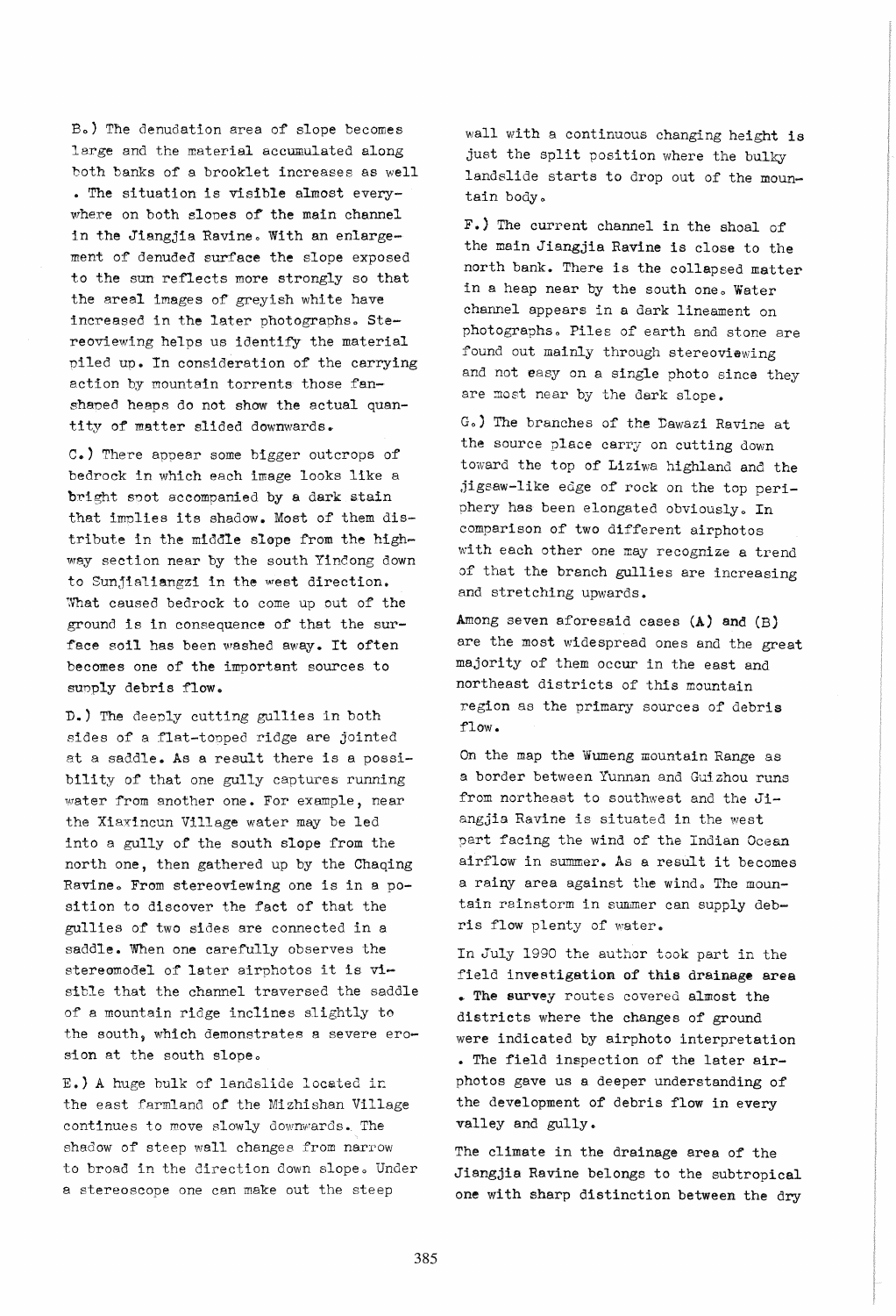B.) The denudation area of slope becomes large and the material accumulated along both banks of a brooklet increases as well. The situation is visible almost everywhere on both slopes of the main channel in the Jiangjia Ravine. With an enlargement of denuded surface the slope exposed to the sun reflects more strongly so that the areal images of greyish white have increased in the later photographs. Stereoviewing helps us identify the material piled up. In consideration of the carrying action by mountain torrents those fan-shaped heaps do not show the actual quantity of matter slided downwards.

C.) There appear some bigger outcrops of bedrock in which each image looks like a bright spot accompanied by a dark stain that implies its shadow. Most of them distribute in the middle slope from the highway section near by the south Yindong down to Sunjialiangzi in the west direction. What caused bedrock to come up out of the ground is in consequence of that the surface soil has been washed away. It often becomes one of the important sources to supply debris flow.

D.) The deeply cutting gullies in both sides of a flat-topped ridge are jointed at a saddle. As a result there is a possibility of that one gully captures running water from another one. For example, near the Xiaxincun Village water may be led into a gully of the south slope from the north one, then gathered up by the Chaqing Ravine. From stereoviewing one is in a position to discover the fact of that the gullies of two sides are connected in a saddle. When one carefully observes the stereomodel of later airphotos it is visible that the channel traversed the saddle of a mountain ridge inclines slightly to the south, which demonstrates a severe erosion at the south slope.

E.) A huge bulk of landslide located in the east farmland of the Mizhishan Village continues to move slowly downwards. The shadow of steep wall changes from narrow to broad in the direction down slope. Under a stereoscope one can make out the steep wall with a continuous changing height is just the split position where the bulky landslide starts to drop out of the mountain body.

F.) The current channel in the shoal of the main Jiangjia Ravine is close to the north bank. There is the collapsed matter in a heap near by the south one. Water channel appears in a dark lineament on photographs. Piles of earth and stone are found out mainly through stereoviewing and not easy on a single photo since they are most near by the dark slope.

G.) The branches of the Dawazi Ravine at the source place carry on cutting down toward the top of Liziwa highland and the jigsaw-like edge of rock on the top periphery has been elongated obviously. In comparison of two different airphotos with each other one may recognize a trend of that the branch gullies are increasing and stretching upwards.

Among seven aforesaid cases (A) and (B) are the most widespread ones and the great majority of them occur in the east and northeast districts of this mountain region as the primary sources of debris flow.

On the map the Wumeng mountain Range as a border between Yunnan and Guizhou runs from northeast to southwest and the Jiangjia Ravine is situated in the west part facing the wind of the Indian Ocean airflow in summer. As a result it becomes a rainy area against the wind. The mountain rainstorm in summer can supply debris flow plenty of water.

In July 1990 the author took part in the field investigation of this drainage area. The survey routes covered almost the districts where the changes of ground were indicated by airphoto interpretation. The field inspection of the later airphotos gave us a deeper understanding of the development of debris flow in every valley and gully.

The climate in the drainage area of the Jiangjia Ravine belongs to the subtropical one with sharp distinction between the dry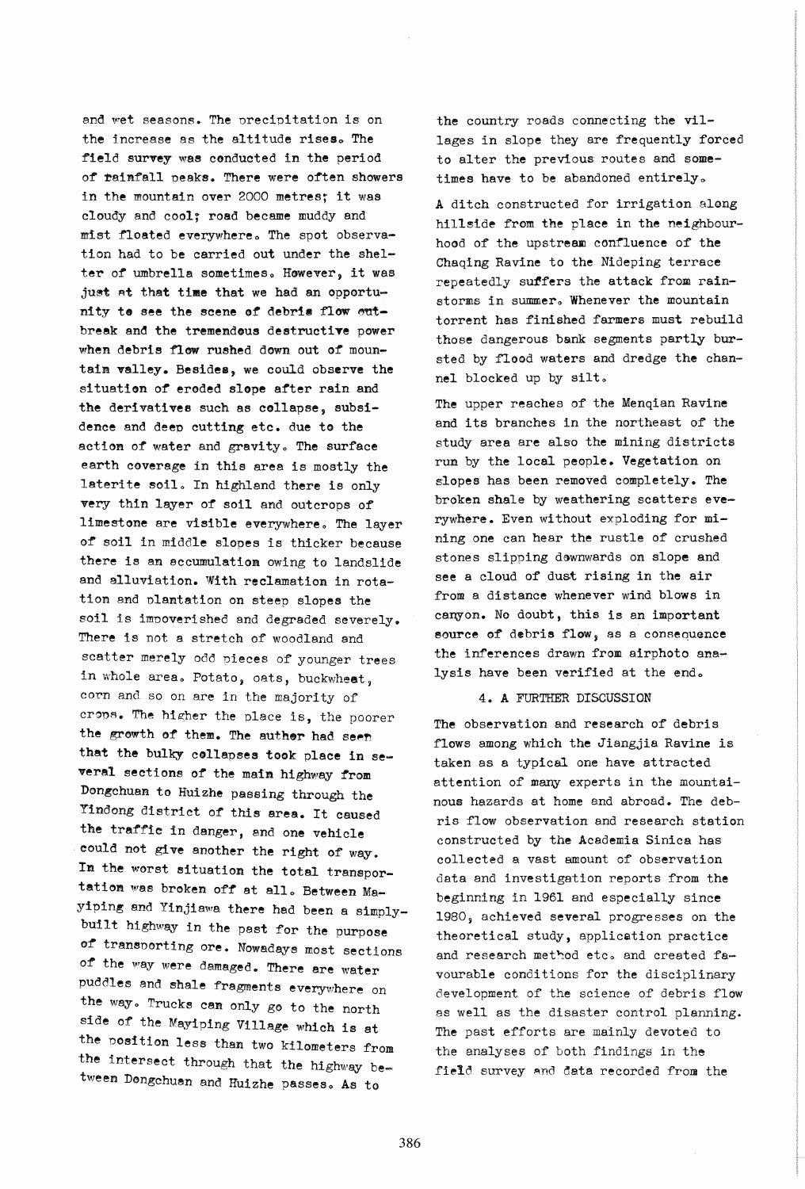and wet seasons. The precipitation is on the increase as the altitude rises. The field survey was conducted in the period of rainfall peaks. There were often showers in the mountain over 2000 metres; it was cloudy and cool; road became muddy and mist floated everywhere. The spot observation had to be carried out under the shelter of umbrella sometimes. However, it was just at that time that we had an opportunity to see the scene of debris flow outbreak and the tremendous destructive power when debris flow rushed down out of mountain valley. Besides, we could observe the situation of eroded slope after rain and the derivatives such as collapse, subsidence and deep cutting etc. due to the action of water and gravity. The surface earth coverage in this area is mostly the laterite soil. In highland there is only very thin layer of soil and outcrops of limestone are visible everywhere. The layer of soil in middle slopes is thicker because there is an accumulation owing to landslide and alluviation. With reclamation in rotation and plantation on steep slopes the soil is impoverished and degraded severely. There is not a stretch of woodland and scatter merely odd pieces of younger trees in whole area. Potato, oats, buckwheat, corn and so on are in the majority of crops. The higher the place is, the poorer the growth of them. The auther had seen that the bulky collapses took place in several sections of the main highway from Dongchuan to Huizhe passing through the Yindong district of this area. It caused the traffic in danger, and one vehicle could not give another the right of way. In the worst situation the total transportation was broken off at all. Between Mayiping and Yinjiawa there had been a simply-built highway in the past for the purpose of transporting ore. Nowadays most sections of the way were damaged. There are water puddles and shale fragments everywhere on the way. Trucks can only go to the north side of the Mayiping Village which is at the position less than two kilometers from the intersect through that the highway between Dongchuan and Huizhe passes. As to the country roads connecting the villages in slope they are frequently forced to alter the previous routes and sometimes have to be abandoned entirely.

A ditch constructed for irrigation along hillside from the place in the neighbourhood of the upstream confluence of the Chaqing Ravine to the Nideping terrace repeatedly suffers the attack from rainstorms in summer. Whenever the mountain torrent has finished farmers must rebuild those dangerous bank segments partly bursted by flood waters and dredge the channel blocked up by silt.

The upper reaches of the Menqian Ravine and its branches in the northeast of the study area are also the mining districts run by the local people. Vegetation on slopes has been removed completely. The broken shale by weathering scatters everywhere. Even without exploding for mining one can hear the rustle of crushed stones slipping downwards on slope and see a cloud of dust rising in the air from a distance whenever wind blows in canyon. No doubt, this is an important source of debris flow, as a consequence the inferences drawn from airphoto analysis have been verified at the end.

## 4. A FURTHER DISCUSSION

The observation and research of debris flows among which the Jiangjia Ravine is taken as a typical one have attracted attention of many experts in the mountainous hazards at home and abroad. The debris flow observation and research station constructed by the Academia Sinica has collected a vast amount of observation data and investigation reports from the beginning in 1961 and especially since 1980, achieved several progresses on the theoretical study, application practice and research method etc. and created favourable conditions for the disciplinary development of the science of debris flow as well as the disaster control planning. The past efforts are mainly devoted to the analyses of both findings in the field survey and data recorded from the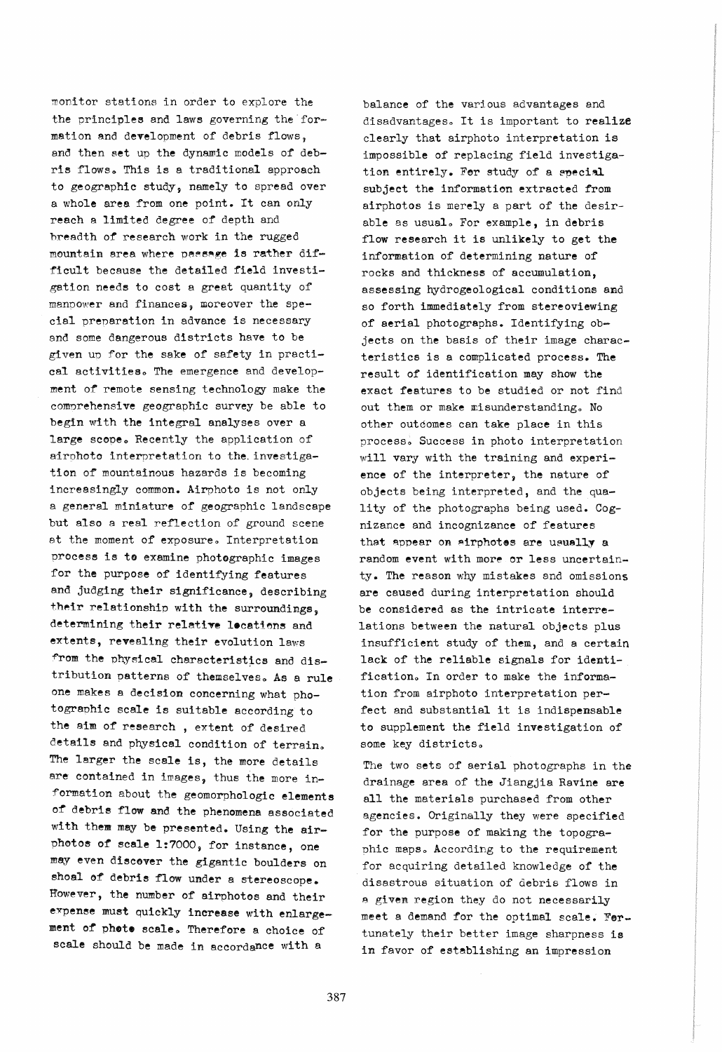monitor stations in order to explore the the principles and laws governing the formation and development of debris flows, and then set up the dynamic models of debris flows. This is a traditional approach to geographic study, namely to spread over a whole area from one point. It can only reach a limited degree of depth and breadth of research work in the rugged mountain area where passage is rather difficult because the detailed field investigation needs to cost a great quantity of manpower and finances, moreover the special preparation in advance is necessary and some dangerous districts have to be given up for the sake of safety in practical activities. The emergence and development of remote sensing technology make the comprehensive geographic survey be able to begin with the integral analyses over a large scope. Recently the application of airphoto interpretation to the investigation of mountainous hazards is becoming increasingly common. Airphoto is not only a general miniature of geographic landscape but also a real reflection of ground scene at the moment of exposure. Interpretation process is to examine photographic images for the purpose of identifying features and judging their significance, describing their relationship with the surroundings, determining their relative locations and extents, revealing their evolution laws from the physical characteristics and distribution patterns of themselves. As a rule one makes a decision concerning what photographic scale is suitable according to the aim of research , extent of desired details and physical condition of terrain. The larger the scale is, the more details are contained in images, thus the more information about the geomorphologic elements of debris flow and the phenomena associated with them may be presented. Using the airphotos of scale 1:7000, for instance, one may even discover the gigantic boulders on shoal of debris flow under a stereoscope. However, the number of airphotos and their expense must quickly increase with enlargement of photo scale. Therefore a choice of scale should be made in accordance with a balance of the various advantages and disadvantages. It is important to realize clearly that airphoto interpretation is impossible of replacing field investigation entirely. For study of a special subject the information extracted from airphotos is merely a part of the desirable as usual. For example, in debris flow research it is unlikely to get the information of determining nature of rocks and thickness of accumulation, assessing hydrogeological conditions and so forth immediately from stereoviewing of aerial photographs. Identifying objects on the basis of their image characteristics is a complicated process. The result of identification may show the exact features to be studied or not find out them or make misunderstanding. No other outcomes can take place in this process. Success in photo interpretation will vary with the training and experience of the interpreter, the nature of objects being interpreted, and the quality of the photographs being used. Cognizance and incognizance of features that appear on airphotos are usually a random event with more or less uncertainty. The reason why mistakes and omissions are caused during interpretation should be considered as the intricate interrelations between the natural objects plus insufficient study of them, and a certain lack of the reliable signals for identification. In order to make the information from airphoto interpretation perfect and substantial it is indispensable to supplement the field investigation of some key districts.

The two sets of aerial photographs in the drainage area of the Jiangjia Ravine are all the materials purchased from other agencies. Originally they were specified for the purpose of making the topographic maps. According to the requirement for acquiring detailed knowledge of the disastrous situation of debris flows in a given region they do not necessarily meet a demand for the optimal scale. Fortunately their better image sharpness is in favor of establishing an impression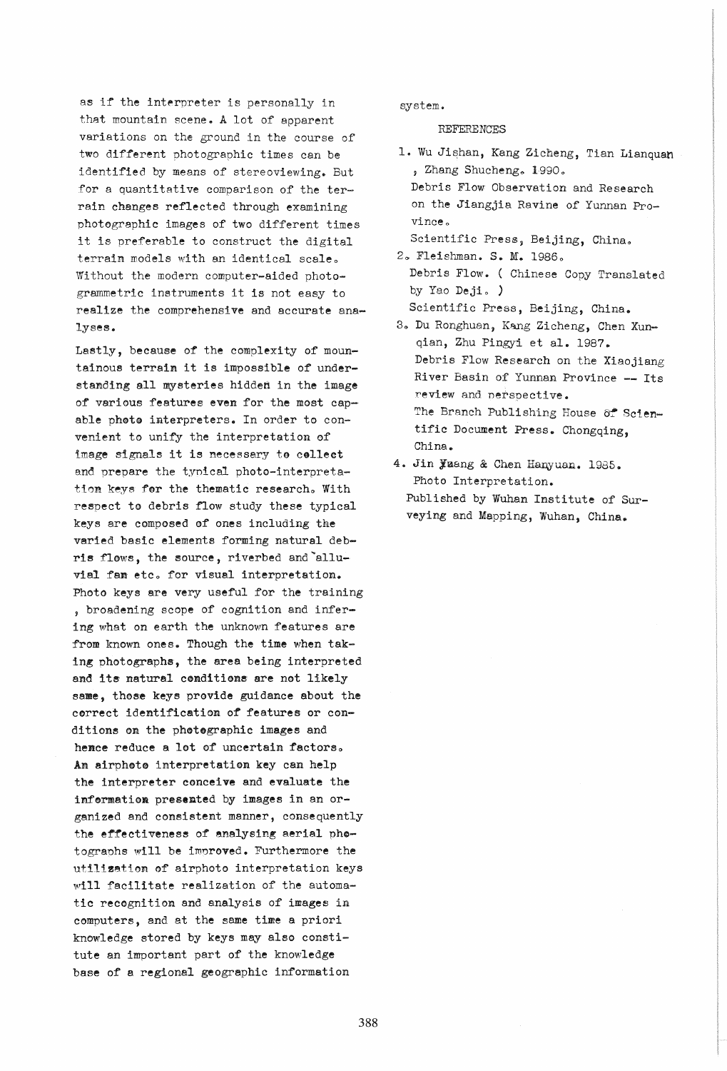as if the interpreter is personally in that mountain scene. A lot of apparent variations on the ground in the course of two different photographic times can be identified by means of stereoviewing. But for a quantitative comparison of the terrain changes reflected through examining photographic images of two different times it is preferable to construct the digital terrain models with an identical scale. Without the modern computer-aided photogrammetric instruments it is not easy to realize the comprehensive and accurate analyses.

Lastly, because of the complexity of mountainous terrain it is impossible of understanding all mysteries hidden in the image of various features even for the most capable photo interpreters. In order to convenient to unify the interpretation of image signals it is necessary to collect and prepare the typical photo-interpretation keys for the thematic research. With respect to debris flow study these typical keys are composed of ones including the varied basic elements forming natural debris flows, the source, riverbed and alluvial fan etc. for visual interpretation. Photo keys are very useful for the training, broadening scope of cognition and infering what on earth the unknown features are from known ones. Though the time when taking photographs, the area being interpreted and its natural conditions are not likely same, those keys provide guidance about the correct identification of features or conditions on the photographic images and hence reduce a lot of uncertain factors. An airphoto interpretation key can help the interpreter conceive and evaluate the information presented by images in an organized and consistent manner, consequently the effectiveness of analysing aerial photographs will be improved. Furthermore the utilization of airphoto interpretation keys will facilitate realization of the automatic recognition and analysis of images in computers, and at the same time a priori knowledge stored by keys may also constitute an important part of the knowledge base of a regional geographic information system.

## REFERENCES

1. Wu Jishan, Kang Zicheng, Tian Lianquan, Zhang Shucheng. 1990.
   Debris Flow Observation and Research on the Jiangjia Ravine of Yunnan Province.
   Scientific Press, Beijing, China.
2. Fleishman. S. M. 1986.
   Debris Flow. ( Chinese Copy Translated by Yao Deji. )
   Scientific Press, Beijing, China.
3. Du Ronghuan, Kang Zicheng, Chen Xunqian, Zhu Pingyi et al. 1987.
   Debris Flow Research on the Xiaojiang River Basin of Yunnan Province -- Its review and perspective.
   The Branch Publishing House of Scientific Document Press. Chongqing, China.
4. Jin Yuang & Chen Hanyuan. 1985.
   Photo Interpretation.
   Published by Wuhan Institute of Surveying and Mapping, Wuhan, China.